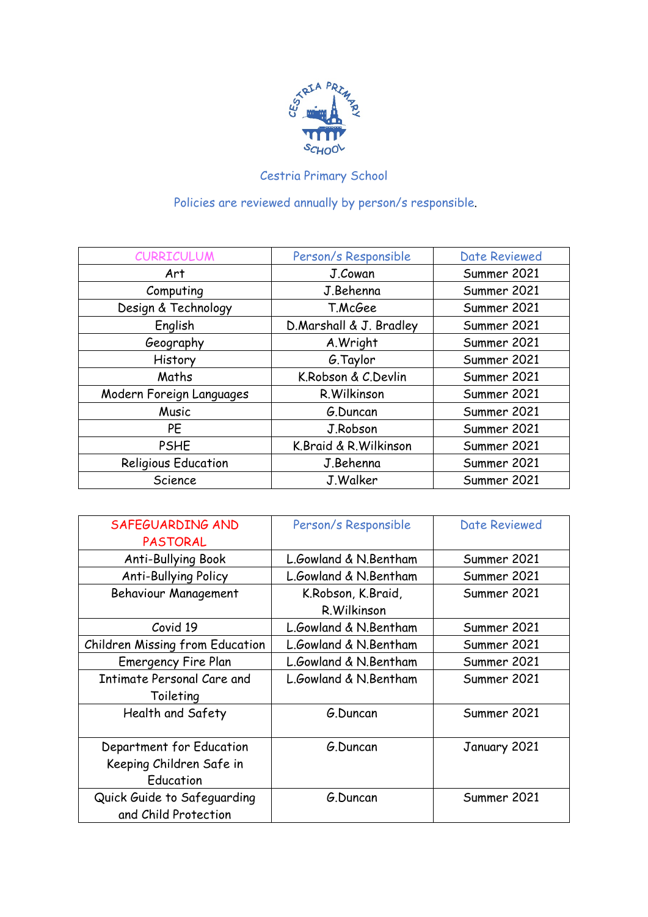# Cestria Primary School

Policies are reviewed annually by person/s responsible.

| CURRICULUM | Person/s Responsible | Date Reviewed |
|---|---|---|
| Art | J.Cowan | Summer 2021 |
| Computing | J.Behenna | Summer 2021 |
| Design & Technology | T.McGee | Summer 2021 |
| English | D.Marshall & J. Bradley | Summer 2021 |
| Geography | A.Wright | Summer 2021 |
| History | G.Taylor | Summer 2021 |
| Maths | K.Robson & C.Devlin | Summer 2021 |
| Modern Foreign Languages | R.Wilkinson | Summer 2021 |
| Music | G.Duncan | Summer 2021 |
| PE | J.Robson | Summer 2021 |
| PSHE | K.Braid & R.Wilkinson | Summer 2021 |
| Religious Education | J.Behenna | Summer 2021 |
| Science | J.Walker | Summer 2021 |

| SAFEGUARDING AND PASTORAL | Person/s Responsible | Date Reviewed |
|---|---|---|
| Anti-Bullying Book | L.Gowland & N.Bentham | Summer 2021 |
| Anti-Bullying Policy | L.Gowland & N.Bentham | Summer 2021 |
| Behaviour Management | K.Robson, K.Braid, R.Wilkinson | Summer 2021 |
| Covid 19 | L.Gowland & N.Bentham | Summer 2021 |
| Children Missing from Education | L.Gowland & N.Bentham | Summer 2021 |
| Emergency Fire Plan | L.Gowland & N.Bentham | Summer 2021 |
| Intimate Personal Care and Toileting | L.Gowland & N.Bentham | Summer 2021 |
| Health and Safety | G.Duncan | Summer 2021 |
| Department for Education Keeping Children Safe in Education | G.Duncan | January 2021 |
| Quick Guide to Safeguarding and Child Protection | G.Duncan | Summer 2021 |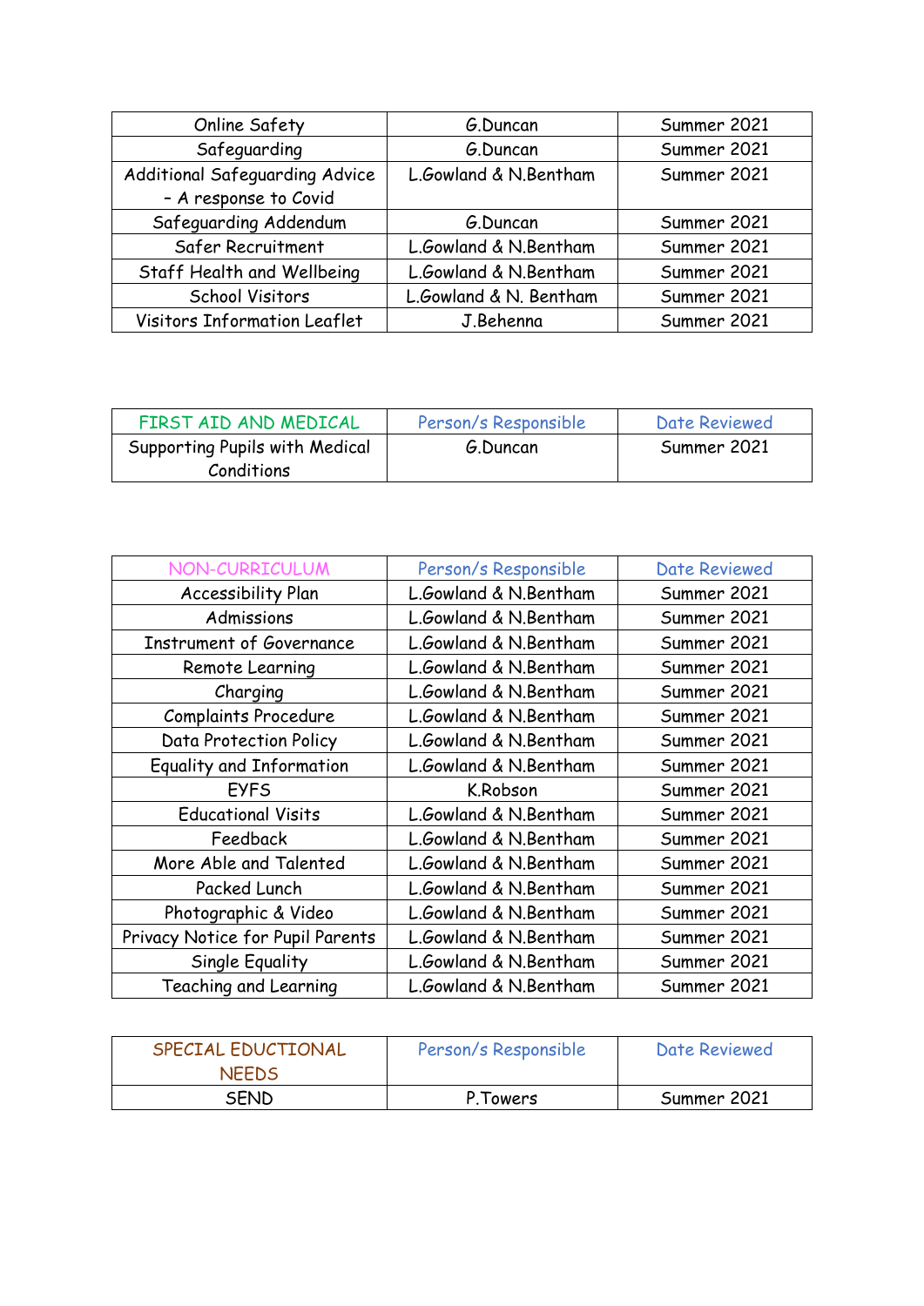| | | |
|---|---|---|
| Online Safety | G.Duncan | Summer 2021 |
| Safeguarding | G.Duncan | Summer 2021 |
| Additional Safeguarding Advice – A response to Covid | L.Gowland & N.Bentham | Summer 2021 |
| Safeguarding Addendum | G.Duncan | Summer 2021 |
| Safer Recruitment | L.Gowland & N.Bentham | Summer 2021 |
| Staff Health and Wellbeing | L.Gowland & N.Bentham | Summer 2021 |
| School Visitors | L.Gowland & N. Bentham | Summer 2021 |
| Visitors Information Leaflet | J.Behenna | Summer 2021 |

| FIRST AID AND MEDICAL | Person/s Responsible | Date Reviewed |
|---|---|---|
| Supporting Pupils with Medical Conditions | G.Duncan | Summer 2021 |

| NON-CURRICULUM | Person/s Responsible | Date Reviewed |
|---|---|---|
| Accessibility Plan | L.Gowland & N.Bentham | Summer 2021 |
| Admissions | L.Gowland & N.Bentham | Summer 2021 |
| Instrument of Governance | L.Gowland & N.Bentham | Summer 2021 |
| Remote Learning | L.Gowland & N.Bentham | Summer 2021 |
| Charging | L.Gowland & N.Bentham | Summer 2021 |
| Complaints Procedure | L.Gowland & N.Bentham | Summer 2021 |
| Data Protection Policy | L.Gowland & N.Bentham | Summer 2021 |
| Equality and Information | L.Gowland & N.Bentham | Summer 2021 |
| EYFS | K.Robson | Summer 2021 |
| Educational Visits | L.Gowland & N.Bentham | Summer 2021 |
| Feedback | L.Gowland & N.Bentham | Summer 2021 |
| More Able and Talented | L.Gowland & N.Bentham | Summer 2021 |
| Packed Lunch | L.Gowland & N.Bentham | Summer 2021 |
| Photographic & Video | L.Gowland & N.Bentham | Summer 2021 |
| Privacy Notice for Pupil Parents | L.Gowland & N.Bentham | Summer 2021 |
| Single Equality | L.Gowland & N.Bentham | Summer 2021 |
| Teaching and Learning | L.Gowland & N.Bentham | Summer 2021 |

| SPECIAL EDUCTIONAL NEEDS | Person/s Responsible | Date Reviewed |
|---|---|---|
| SEND | P.Towers | Summer 2021 |